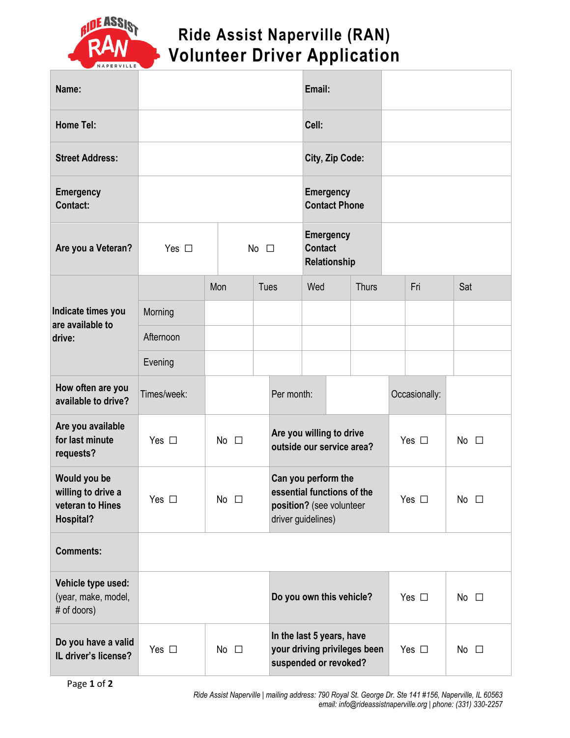# Ride Assist Naperville (RAN)
# Volunteer Driver Application

| **Name:** | | **Email:** | |
|---|---|---|---|
| **Home Tel:** | | **Cell:** | |
| **Street Address:** | | **City, Zip Code:** | |
| **Emergency Contact:** | | **Emergency Contact Phone** | |
| **Are you a Veteran?** | Yes ☐ No ☐ | **Emergency Contact Relationship** | |

| **Indicate times you are available to drive:** | Mon | Tues | Wed | Thurs | Fri | Sat |
|---|---|---|---|---|---|---|
| Morning | | | | | | |
| Afternoon | | | | | | |
| Evening | | | | | | |

| **How often are you available to drive?** | Times/week: | | Per month: | | Occasionally: | |
|---|---|---|---|---|---|---|
| **Are you available for last minute requests?** | Yes ☐ | No ☐ | **Are you willing to drive outside our service area?** | | Yes ☐ | No ☐ |
| **Would you be willing to drive a veteran to Hines Hospital?** | Yes ☐ | No ☐ | **Can you perform the essential functions of the position?** (see volunteer driver guidelines) | | Yes ☐ | No ☐ |
| **Comments:** | | | | | | |
| **Vehicle type used:** (year, make, model, # of doors) | | | **Do you own this vehicle?** | | Yes ☐ | No ☐ |
| **Do you have a valid IL driver's license?** | Yes ☐ | No ☐ | **In the last 5 years, have your driving privileges been suspended or revoked?** | | Yes ☐ | No ☐ |

*Ride Assist Naperville | mailing address: 790 Royal St. George Dr. Ste 141 #156, Naperville, IL 60563*
*email: info@rideassistnaperville.org | phone: (331) 330-2257*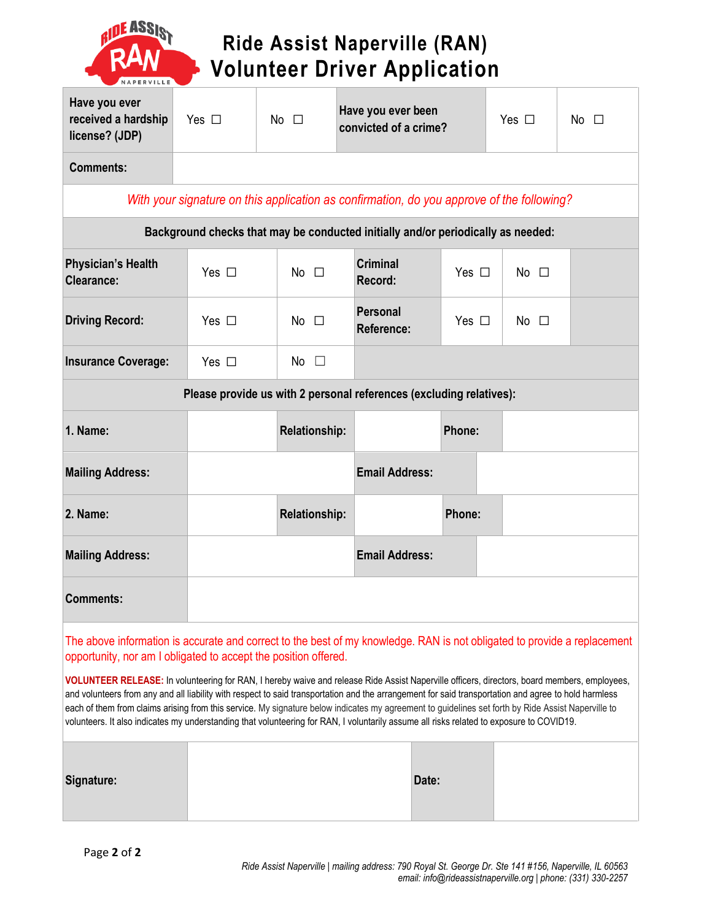# Ride Assist Naperville (RAN) Volunteer Driver Application

| | | | | | |
|---|---|---|---|---|---|
| **Have you ever received a hardship license? (JDP)** | Yes ☐ | No ☐ | **Have you ever been convicted of a crime?** | Yes ☐ | No ☐ |
| **Comments:** | | | | | |

*With your signature on this application as confirmation, do you approve of the following?*

**Background checks that may be conducted initially and/or periodically as needed:**

| | | | | | |
|---|---|---|---|---|---|
| **Physician's Health Clearance:** | Yes ☐ | No ☐ | **Criminal Record:** | Yes ☐ | No ☐ |
| **Driving Record:** | Yes ☐ | No ☐ | **Personal Reference:** | Yes ☐ | No ☐ |
| **Insurance Coverage:** | Yes ☐ | No ☐ | | | |

**Please provide us with 2 personal references (excluding relatives):**

| | | | | | |
|---|---|---|---|---|---|
| **1. Name:** | | **Relationship:** | | **Phone:** | |
| **Mailing Address:** | | | **Email Address:** | | |
| **2. Name:** | | **Relationship:** | | **Phone:** | |
| **Mailing Address:** | | | **Email Address:** | | |
| **Comments:** | | | | | |

The above information is accurate and correct to the best of my knowledge. RAN is not obligated to provide a replacement opportunity, nor am I obligated to accept the position offered.

**VOLUNTEER RELEASE:** In volunteering for RAN, I hereby waive and release Ride Assist Naperville officers, directors, board members, employees, and volunteers from any and all liability with respect to said transportation and the arrangement for said transportation and agree to hold harmless each of them from claims arising from this service. My signature below indicates my agreement to guidelines set forth by Ride Assist Naperville to volunteers. It also indicates my understanding that volunteering for RAN, I voluntarily assume all risks related to exposure to COVID19.

| | | | |
|---|---|---|---|
| **Signature:** | | **Date:** | |

*Ride Assist Naperville | mailing address: 790 Royal St. George Dr. Ste 141 #156, Naperville, IL 60563*
*email: info@rideassistnaperville.org | phone: (331) 330-2257*